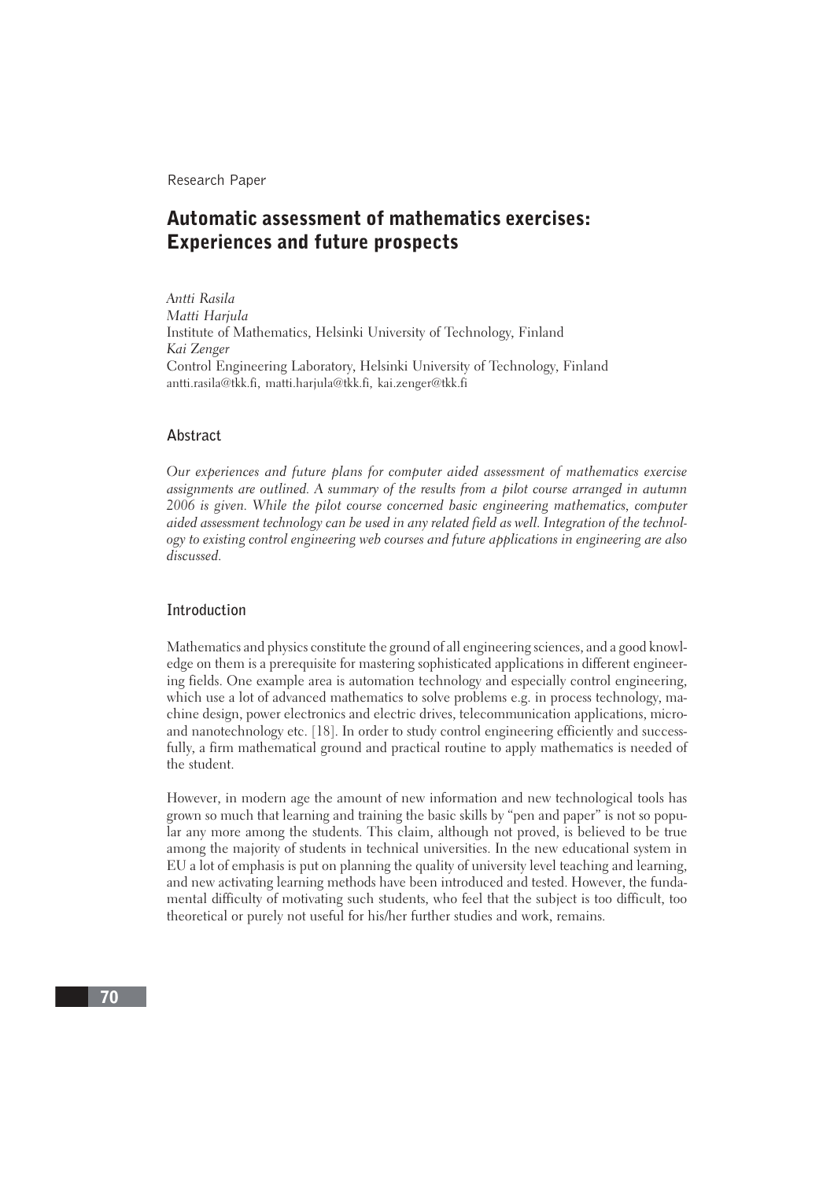Research Paper

# Automatic assessment of mathematics exercises: Experiences and future prospects

*Antti Rasila*
*Matti Harjula*
Institute of Mathematics, Helsinki University of Technology, Finland
*Kai Zenger*
Control Engineering Laboratory, Helsinki University of Technology, Finland
antti.rasila@tkk.fi, matti.harjula@tkk.fi, kai.zenger@tkk.fi

## Abstract

*Our experiences and future plans for computer aided assessment of mathematics exercise assignments are outlined. A summary of the results from a pilot course arranged in autumn 2006 is given. While the pilot course concerned basic engineering mathematics, computer aided assessment technology can be used in any related field as well. Integration of the technology to existing control engineering web courses and future applications in engineering are also discussed.*

## Introduction

Mathematics and physics constitute the ground of all engineering sciences, and a good knowledge on them is a prerequisite for mastering sophisticated applications in different engineering fields. One example area is automation technology and especially control engineering, which use a lot of advanced mathematics to solve problems e.g. in process technology, machine design, power electronics and electric drives, telecommunication applications, micro- and nanotechnology etc. [18]. In order to study control engineering efficiently and successfully, a firm mathematical ground and practical routine to apply mathematics is needed of the student.

However, in modern age the amount of new information and new technological tools has grown so much that learning and training the basic skills by "pen and paper" is not so popular any more among the students. This claim, although not proved, is believed to be true among the majority of students in technical universities. In the new educational system in EU a lot of emphasis is put on planning the quality of university level teaching and learning, and new activating learning methods have been introduced and tested. However, the fundamental difficulty of motivating such students, who feel that the subject is too difficult, too theoretical or purely not useful for his/her further studies and work, remains.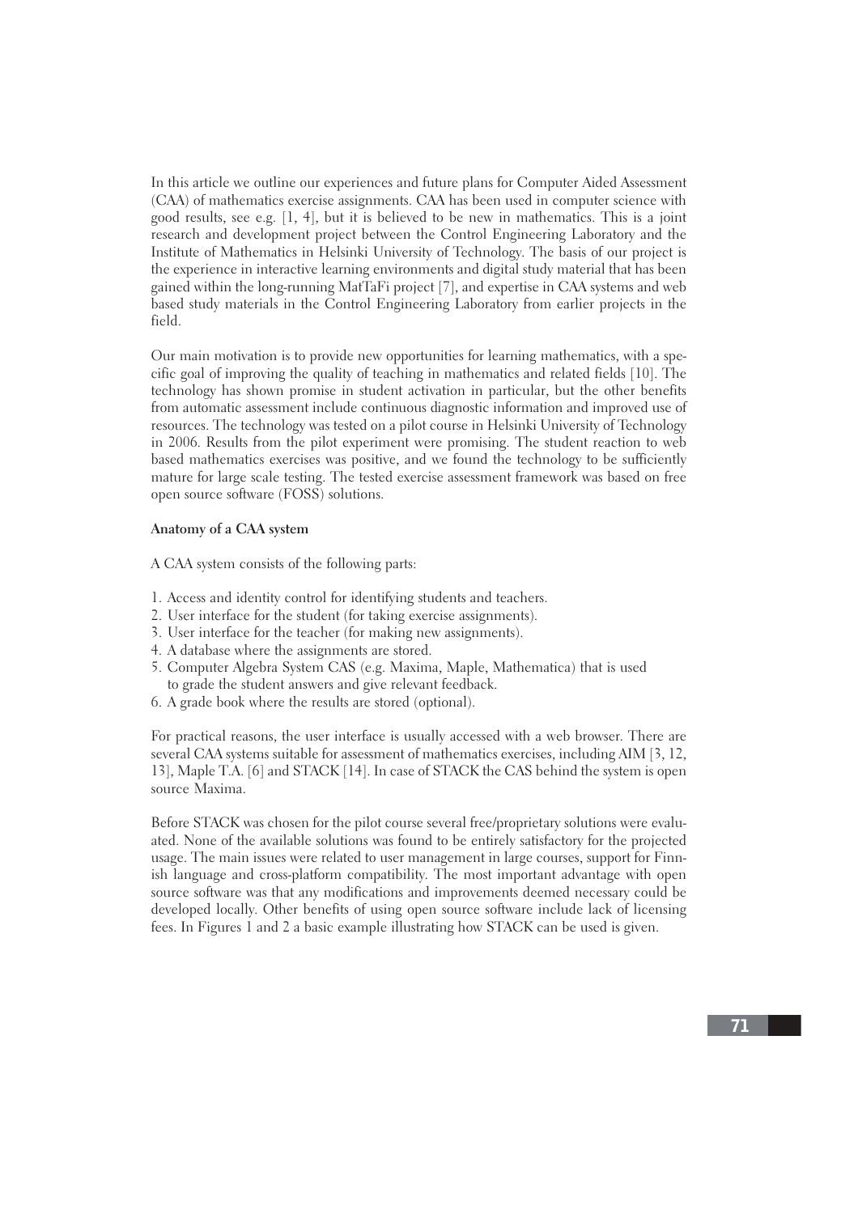In this article we outline our experiences and future plans for Computer Aided Assessment (CAA) of mathematics exercise assignments. CAA has been used in computer science with good results, see e.g. [1, 4], but it is believed to be new in mathematics. This is a joint research and development project between the Control Engineering Laboratory and the Institute of Mathematics in Helsinki University of Technology. The basis of our project is the experience in interactive learning environments and digital study material that has been gained within the long-running MatTaFi project [7], and expertise in CAA systems and web based study materials in the Control Engineering Laboratory from earlier projects in the field.

Our main motivation is to provide new opportunities for learning mathematics, with a specific goal of improving the quality of teaching in mathematics and related fields [10]. The technology has shown promise in student activation in particular, but the other benefits from automatic assessment include continuous diagnostic information and improved use of resources. The technology was tested on a pilot course in Helsinki University of Technology in 2006. Results from the pilot experiment were promising. The student reaction to web based mathematics exercises was positive, and we found the technology to be sufficiently mature for large scale testing. The tested exercise assessment framework was based on free open source software (FOSS) solutions.

**Anatomy of a CAA system**

A CAA system consists of the following parts:

1. Access and identity control for identifying students and teachers.
2. User interface for the student (for taking exercise assignments).
3. User interface for the teacher (for making new assignments).
4. A database where the assignments are stored.
5. Computer Algebra System CAS (e.g. Maxima, Maple, Mathematica) that is used to grade the student answers and give relevant feedback.
6. A grade book where the results are stored (optional).

For practical reasons, the user interface is usually accessed with a web browser. There are several CAA systems suitable for assessment of mathematics exercises, including AIM [3, 12, 13], Maple T.A. [6] and STACK [14]. In case of STACK the CAS behind the system is open source Maxima.

Before STACK was chosen for the pilot course several free/proprietary solutions were evaluated. None of the available solutions was found to be entirely satisfactory for the projected usage. The main issues were related to user management in large courses, support for Finnish language and cross-platform compatibility. The most important advantage with open source software was that any modifications and improvements deemed necessary could be developed locally. Other benefits of using open source software include lack of licensing fees. In Figures 1 and 2 a basic example illustrating how STACK can be used is given.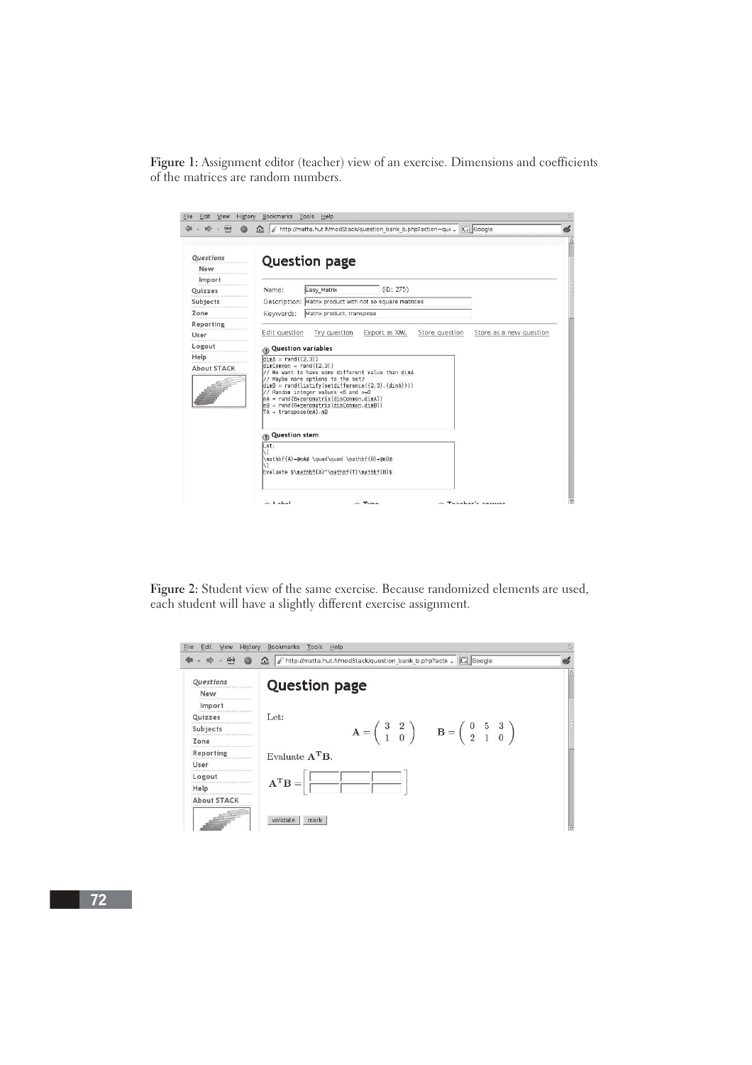**Figure 1:** Assignment editor (teacher) view of an exercise. Dimensions and coefficients of the matrices are random numbers.

**Figure 2:** Student view of the same exercise. Because randomized elements are used, each student will have a slightly different exercise assignment.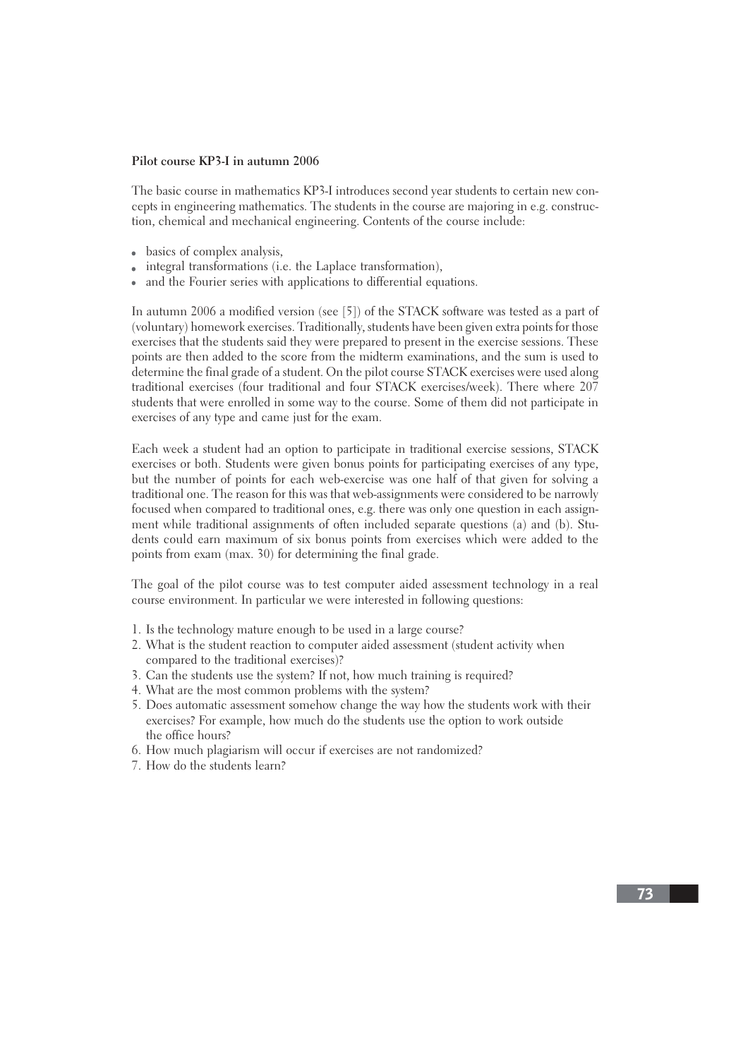### Pilot course KP3-I in autumn 2006

The basic course in mathematics KP3-I introduces second year students to certain new concepts in engineering mathematics. The students in the course are majoring in e.g. construction, chemical and mechanical engineering. Contents of the course include:

- basics of complex analysis,
- integral transformations (i.e. the Laplace transformation),
- and the Fourier series with applications to differential equations.

In autumn 2006 a modified version (see [5]) of the STACK software was tested as a part of (voluntary) homework exercises. Traditionally, students have been given extra points for those exercises that the students said they were prepared to present in the exercise sessions. These points are then added to the score from the midterm examinations, and the sum is used to determine the final grade of a student. On the pilot course STACK exercises were used along traditional exercises (four traditional and four STACK exercises/week). There where 207 students that were enrolled in some way to the course. Some of them did not participate in exercises of any type and came just for the exam.

Each week a student had an option to participate in traditional exercise sessions, STACK exercises or both. Students were given bonus points for participating exercises of any type, but the number of points for each web-exercise was one half of that given for solving a traditional one. The reason for this was that web-assignments were considered to be narrowly focused when compared to traditional ones, e.g. there was only one question in each assignment while traditional assignments of often included separate questions (a) and (b). Students could earn maximum of six bonus points from exercises which were added to the points from exam (max. 30) for determining the final grade.

The goal of the pilot course was to test computer aided assessment technology in a real course environment. In particular we were interested in following questions:

1. Is the technology mature enough to be used in a large course?
2. What is the student reaction to computer aided assessment (student activity when compared to the traditional exercises)?
3. Can the students use the system? If not, how much training is required?
4. What are the most common problems with the system?
5. Does automatic assessment somehow change the way how the students work with their exercises? For example, how much do the students use the option to work outside the office hours?
6. How much plagiarism will occur if exercises are not randomized?
7. How do the students learn?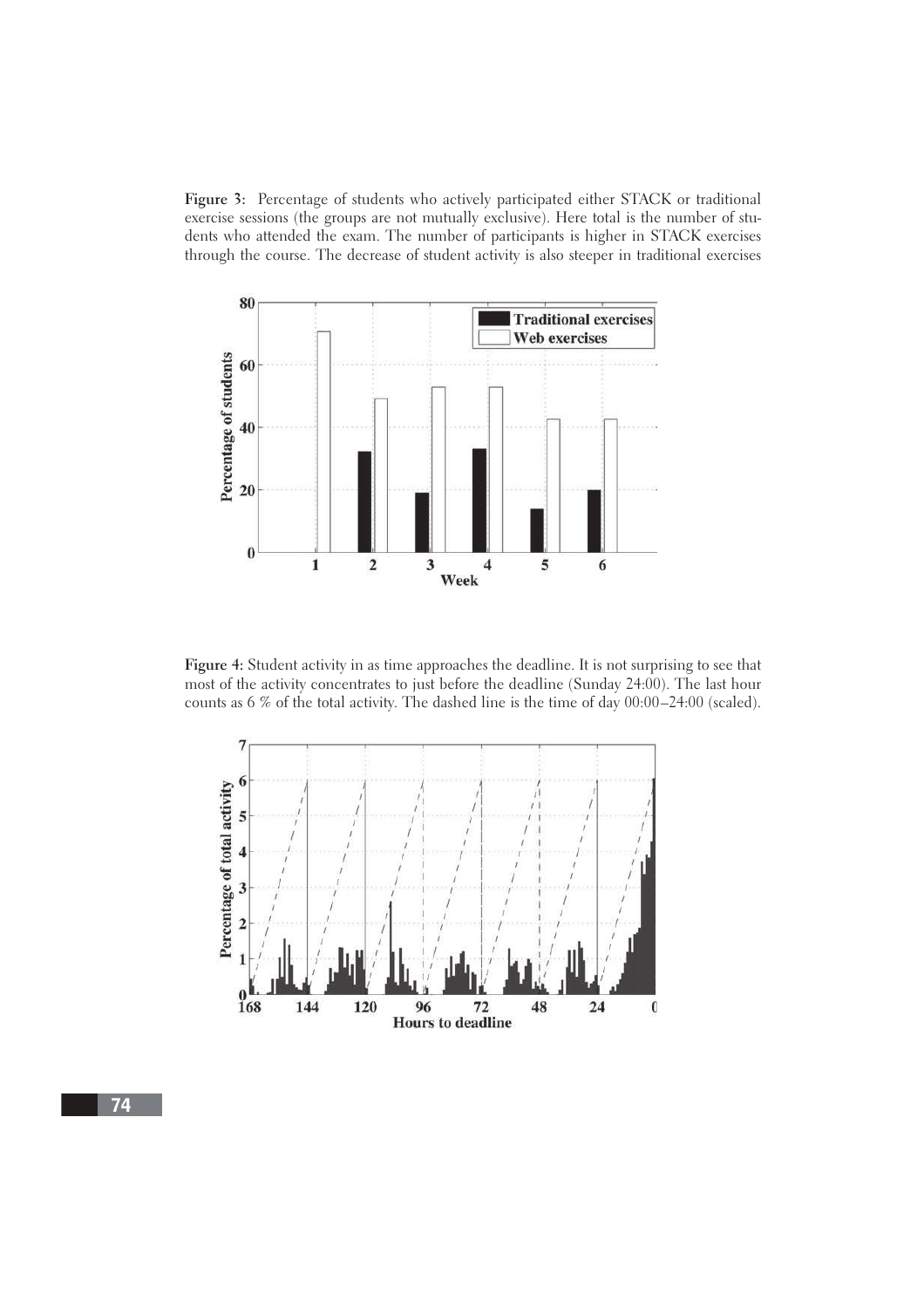**Figure 3:** Percentage of students who actively participated either STACK or traditional exercise sessions (the groups are not mutually exclusive). Here total is the number of students who attended the exam. The number of participants is higher in STACK exercises through the course. The decrease of student activity is also steeper in traditional exercises

**Figure 4:** Student activity in as time approaches the deadline. It is not surprising to see that most of the activity concentrates to just before the deadline (Sunday 24:00). The last hour counts as 6 % of the total activity. The dashed line is the time of day 00:00–24:00 (scaled).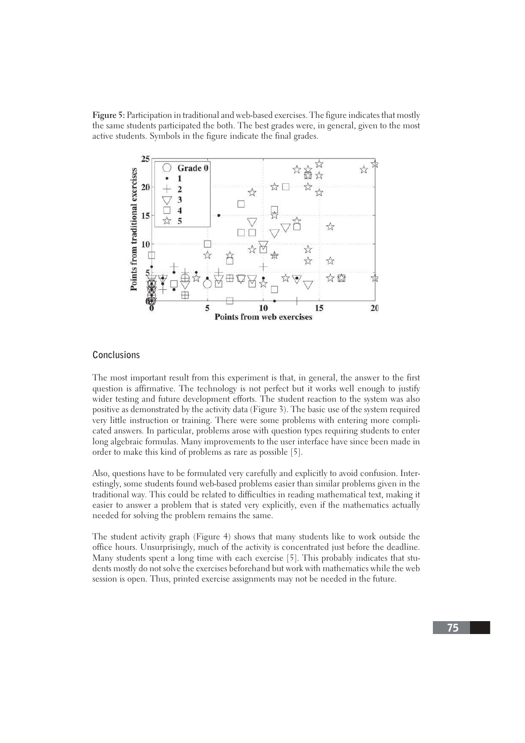**Figure 5:** Participation in traditional and web-based exercises. The figure indicates that mostly the same students participated the both. The best grades were, in general, given to the most active students. Symbols in the figure indicate the final grades.

## Conclusions

The most important result from this experiment is that, in general, the answer to the first question is affirmative. The technology is not perfect but it works well enough to justify wider testing and future development efforts. The student reaction to the system was also positive as demonstrated by the activity data (Figure 3). The basic use of the system required very little instruction or training. There were some problems with entering more complicated answers. In particular, problems arose with question types requiring students to enter long algebraic formulas. Many improvements to the user interface have since been made in order to make this kind of problems as rare as possible [5].

Also, questions have to be formulated very carefully and explicitly to avoid confusion. Interestingly, some students found web-based problems easier than similar problems given in the traditional way. This could be related to difficulties in reading mathematical text, making it easier to answer a problem that is stated very explicitly, even if the mathematics actually needed for solving the problem remains the same.

The student activity graph (Figure 4) shows that many students like to work outside the office hours. Unsurprisingly, much of the activity is concentrated just before the deadline. Many students spent a long time with each exercise [5]. This probably indicates that students mostly do not solve the exercises beforehand but work with mathematics while the web session is open. Thus, printed exercise assignments may not be needed in the future.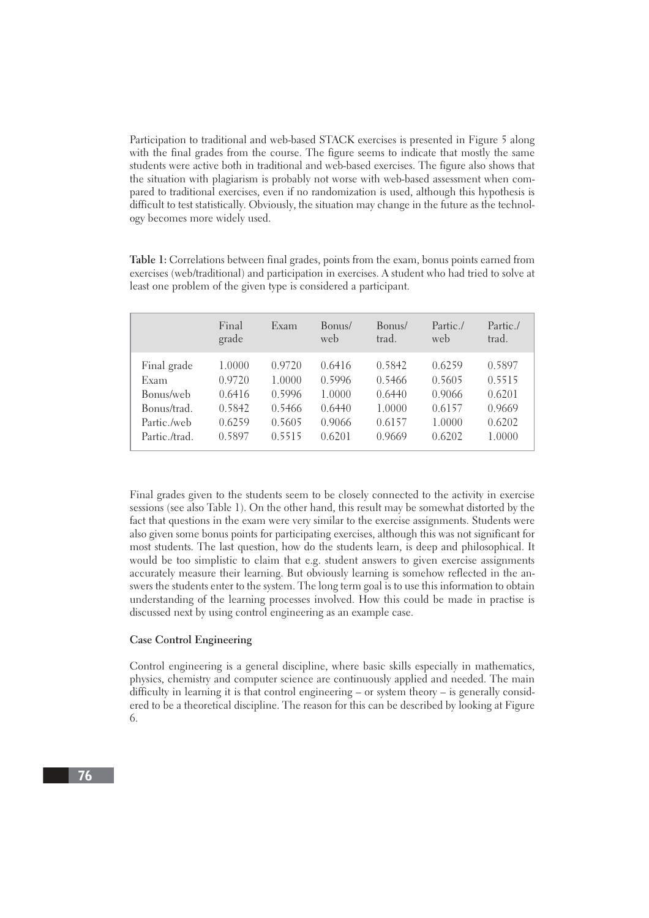Participation to traditional and web-based STACK exercises is presented in Figure 5 along with the final grades from the course. The figure seems to indicate that mostly the same students were active both in traditional and web-based exercises. The figure also shows that the situation with plagiarism is probably not worse with web-based assessment when compared to traditional exercises, even if no randomization is used, although this hypothesis is difficult to test statistically. Obviously, the situation may change in the future as the technology becomes more widely used.

**Table 1:** Correlations between final grades, points from the exam, bonus points earned from exercises (web/traditional) and participation in exercises. A student who had tried to solve at least one problem of the given type is considered a participant.

| | Final grade | Exam | Bonus/ web | Bonus/ trad. | Partic./ web | Partic./ trad. |
|---|---|---|---|---|---|---|
| Final grade | 1.0000 | 0.9720 | 0.6416 | 0.5842 | 0.6259 | 0.5897 |
| Exam | 0.9720 | 1.0000 | 0.5996 | 0.5466 | 0.5605 | 0.5515 |
| Bonus/web | 0.6416 | 0.5996 | 1.0000 | 0.6440 | 0.9066 | 0.6201 |
| Bonus/trad. | 0.5842 | 0.5466 | 0.6440 | 1.0000 | 0.6157 | 0.9669 |
| Partic./web | 0.6259 | 0.5605 | 0.9066 | 0.6157 | 1.0000 | 0.6202 |
| Partic./trad. | 0.5897 | 0.5515 | 0.6201 | 0.9669 | 0.6202 | 1.0000 |

Final grades given to the students seem to be closely connected to the activity in exercise sessions (see also Table 1). On the other hand, this result may be somewhat distorted by the fact that questions in the exam were very similar to the exercise assignments. Students were also given some bonus points for participating exercises, although this was not significant for most students. The last question, how do the students learn, is deep and philosophical. It would be too simplistic to claim that e.g. student answers to given exercise assignments accurately measure their learning. But obviously learning is somehow reflected in the answers the students enter to the system. The long term goal is to use this information to obtain understanding of the learning processes involved. How this could be made in practise is discussed next by using control engineering as an example case.

### Case Control Engineering

Control engineering is a general discipline, where basic skills especially in mathematics, physics, chemistry and computer science are continuously applied and needed. The main difficulty in learning it is that control engineering – or system theory – is generally considered to be a theoretical discipline. The reason for this can be described by looking at Figure 6.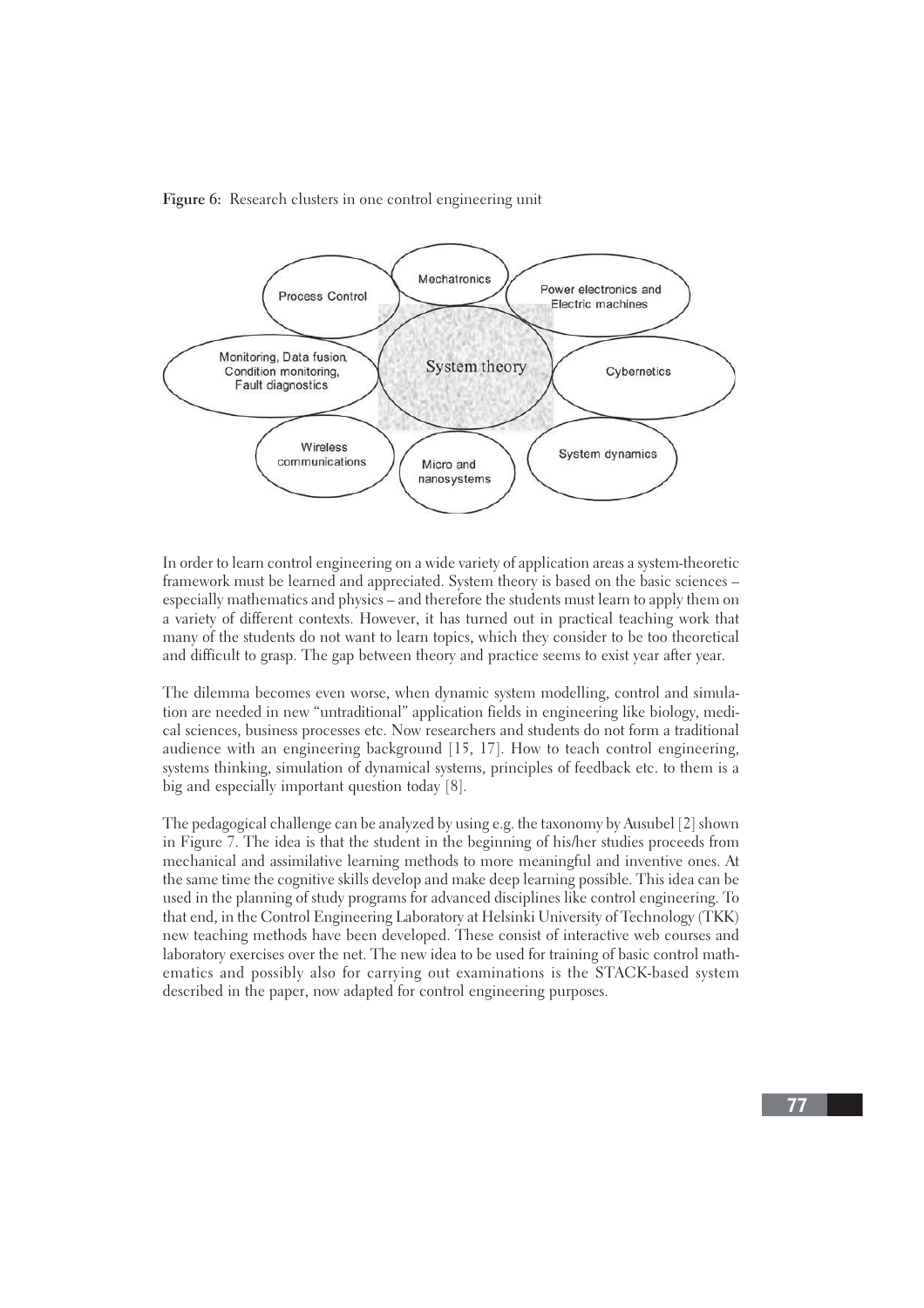**Figure 6:** Research clusters in one control engineering unit

In order to learn control engineering on a wide variety of application areas a system-theoretic framework must be learned and appreciated. System theory is based on the basic sciences – especially mathematics and physics – and therefore the students must learn to apply them on a variety of different contexts. However, it has turned out in practical teaching work that many of the students do not want to learn topics, which they consider to be too theoretical and difficult to grasp. The gap between theory and practice seems to exist year after year.

The dilemma becomes even worse, when dynamic system modelling, control and simulation are needed in new "untraditional" application fields in engineering like biology, medical sciences, business processes etc. Now researchers and students do not form a traditional audience with an engineering background [15, 17]. How to teach control engineering, systems thinking, simulation of dynamical systems, principles of feedback etc. to them is a big and especially important question today [8].

The pedagogical challenge can be analyzed by using e.g. the taxonomy by Ausubel [2] shown in Figure 7. The idea is that the student in the beginning of his/her studies proceeds from mechanical and assimilative learning methods to more meaningful and inventive ones. At the same time the cognitive skills develop and make deep learning possible. This idea can be used in the planning of study programs for advanced disciplines like control engineering. To that end, in the Control Engineering Laboratory at Helsinki University of Technology (TKK) new teaching methods have been developed. These consist of interactive web courses and laboratory exercises over the net. The new idea to be used for training of basic control mathematics and possibly also for carrying out examinations is the STACK-based system described in the paper, now adapted for control engineering purposes.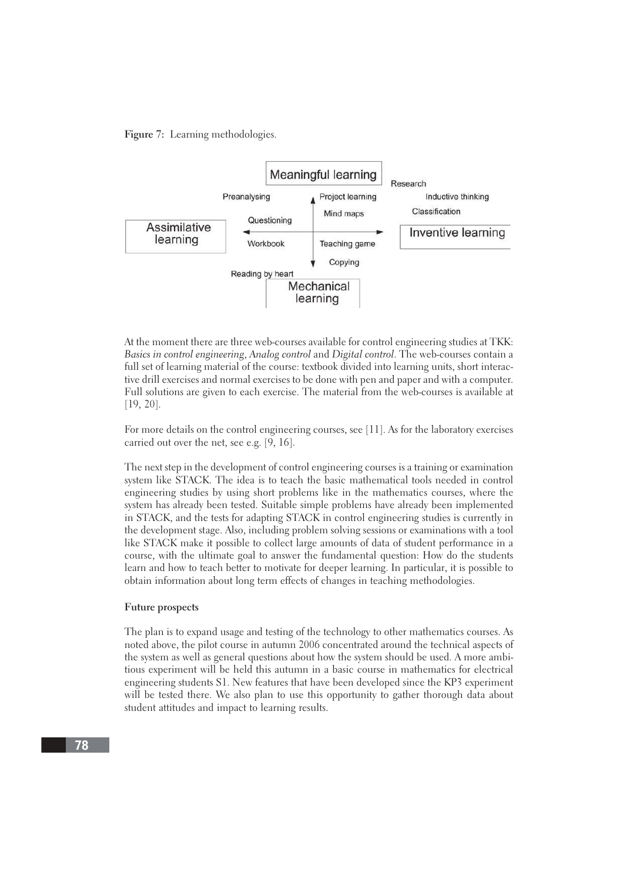**Figure 7:** Learning methodologies.

At the moment there are three web-courses available for control engineering studies at TKK: *Basics in control engineering*, *Analog control* and *Digital control*. The web-courses contain a full set of learning material of the course: textbook divided into learning units, short interactive drill exercises and normal exercises to be done with pen and paper and with a computer. Full solutions are given to each exercise. The material from the web-courses is available at [19, 20].

For more details on the control engineering courses, see [11]. As for the laboratory exercises carried out over the net, see e.g. [9, 16].

The next step in the development of control engineering courses is a training or examination system like STACK. The idea is to teach the basic mathematical tools needed in control engineering studies by using short problems like in the mathematics courses, where the system has already been tested. Suitable simple problems have already been implemented in STACK, and the tests for adapting STACK in control engineering studies is currently in the development stage. Also, including problem solving sessions or examinations with a tool like STACK make it possible to collect large amounts of data of student performance in a course, with the ultimate goal to answer the fundamental question: How do the students learn and how to teach better to motivate for deeper learning. In particular, it is possible to obtain information about long term effects of changes in teaching methodologies.

**Future prospects**

The plan is to expand usage and testing of the technology to other mathematics courses. As noted above, the pilot course in autumn 2006 concentrated around the technical aspects of the system as well as general questions about how the system should be used. A more ambitious experiment will be held this autumn in a basic course in mathematics for electrical engineering students S1. New features that have been developed since the KP3 experiment will be tested there. We also plan to use this opportunity to gather thorough data about student attitudes and impact to learning results.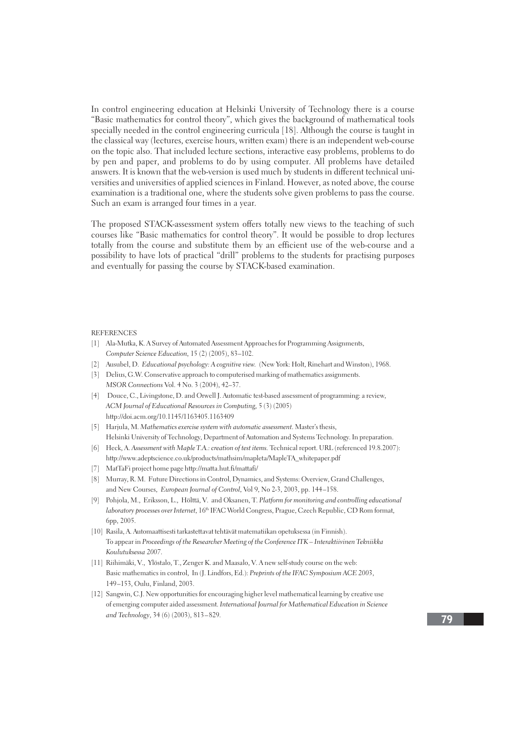In control engineering education at Helsinki University of Technology there is a course "Basic mathematics for control theory", which gives the background of mathematical tools specially needed in the control engineering curricula [18]. Although the course is taught in the classical way (lectures, exercise hours, written exam) there is an independent web-course on the topic also. That included lecture sections, interactive easy problems, problems to do by pen and paper, and problems to do by using computer. All problems have detailed answers. It is known that the web-version is used much by students in different technical universities and universities of applied sciences in Finland. However, as noted above, the course examination is a traditional one, where the students solve given problems to pass the course. Such an exam is arranged four times in a year.

The proposed STACK-assessment system offers totally new views to the teaching of such courses like "Basic mathematics for control theory". It would be possible to drop lectures totally from the course and substitute them by an efficient use of the web-course and a possibility to have lots of practical "drill" problems to the students for practising purposes and eventually for passing the course by STACK-based examination.

REFERENCES

[1] Ala-Mutka, K. A Survey of Automated Assessment Approaches for Programming Assignments, *Computer Science Education*, 15 (2) (2005), 83–102.

[2] Ausubel, D. *Educational psychology: A cognitive view.* (New York: Holt, Rinehart and Winston), 1968.

[3] Delius, G.W. Conservative approach to computerised marking of mathematics assignments. *MSOR Connections* Vol. 4 No. 3 (2004), 42–37.

[4] Douce, C., Livingstone, D. and Orwell J. Automatic test-based assessment of programming: a review, *ACM Journal of Educational Resources in Computing*, 5 (3) (2005) http://doi.acm.org/10.1145/1163405.1163409

[5] Harjula, M. *Mathematics exercise system with automatic assessment*. Master's thesis, Helsinki University of Technology, Department of Automation and Systems Technology. In preparation.

[6] Heck, A. *Assessment with Maple T.A.: creation of test items*. Technical report. URL (referenced 19.8.2007): http://www.adeptscience.co.uk/products/mathsim/mapleta/MapleTA_whitepaper.pdf

[7] MatTaFi project home page http://matta.hut.fi/mattafi/

[8] Murray, R. M. Future Directions in Control, Dynamics, and Systems: Overview, Grand Challenges, and New Courses, *European Journal of Control*, Vol 9, No 2-3, 2003, pp. 144–158.

[9] Pohjola, M., Eriksson, L., Hölttä, V. and Oksanen, T. *Platform for monitoring and controlling educational laboratory processes over Internet*, 16th IFAC World Congress, Prague, Czech Republic, CD Rom format, 6pp, 2005.

[10] Rasila, A. Automaattisesti tarkastettavat tehtävät matematiikan opetuksessa (in Finnish). To appear in *Proceedings of the Researcher Meeting of the Conference ITK – Interaktiivinen Tekniikka Koulutuksessa 2007*.

[11] Riihimäki, V., Ylöstalo, T., Zenger K. and Maasalo, V. A new self-study course on the web: Basic mathematics in control, In (J. Lindfors, Ed.): *Preprints of the IFAC Symposium ACE 2003*, 149–153, Oulu, Finland, 2003.

[12] Sangwin, C.J. New opportunities for encouraging higher level mathematical learning by creative use of emerging computer aided assessment. *International Journal for Mathematical Education in Science and Technology*, 34 (6) (2003), 813–829.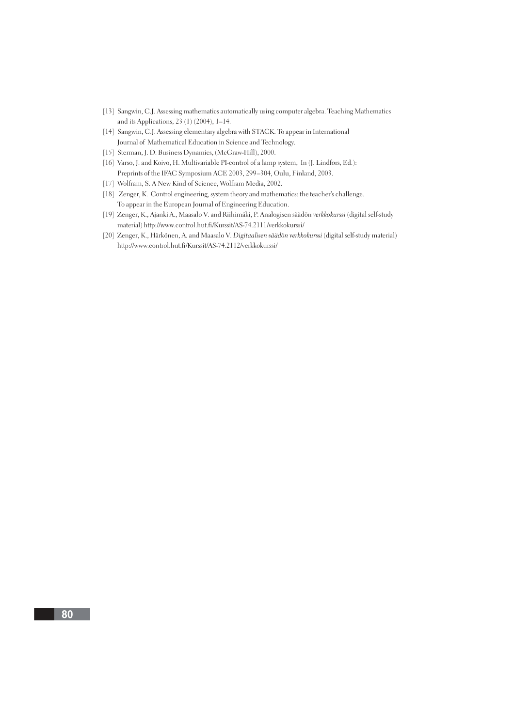[13] Sangwin, C.J. Assessing mathematics automatically using computer algebra. Teaching Mathematics and its Applications, 23 (1) (2004), 1–14.

[14] Sangwin, C.J. Assessing elementary algebra with STACK. To appear in International Journal of Mathematical Education in Science and Technology.

[15] Sterman, J. D. Business Dynamics, (McGraw-Hill), 2000.

[16] Varso, J. and Koivo, H. Multivariable PI-control of a lamp system, In (J. Lindfors, Ed.): Preprints of the IFAC Symposium ACE 2003, 299–304, Oulu, Finland, 2003.

[17] Wolfram, S. A New Kind of Science, Wolfram Media, 2002.

[18] Zenger, K. Control engineering, system theory and mathematics: the teacher's challenge. To appear in the European Journal of Engineering Education.

[19] Zenger, K., Ajanki A., Maasalo V. and Riihimäki, P. Analogisen säädön *verkkokurssi* (digital self-study material) http://www.control.hut.fi/Kurssit/AS-74.2111/verkkokurssi/

[20] Zenger, K., Härkönen, A. and Maasalo V. *Digitaalisen säädön verkkokurssi* (digital self-study material) http://www.control.hut.fi/Kurssit/AS-74.2112/verkkokurssi/